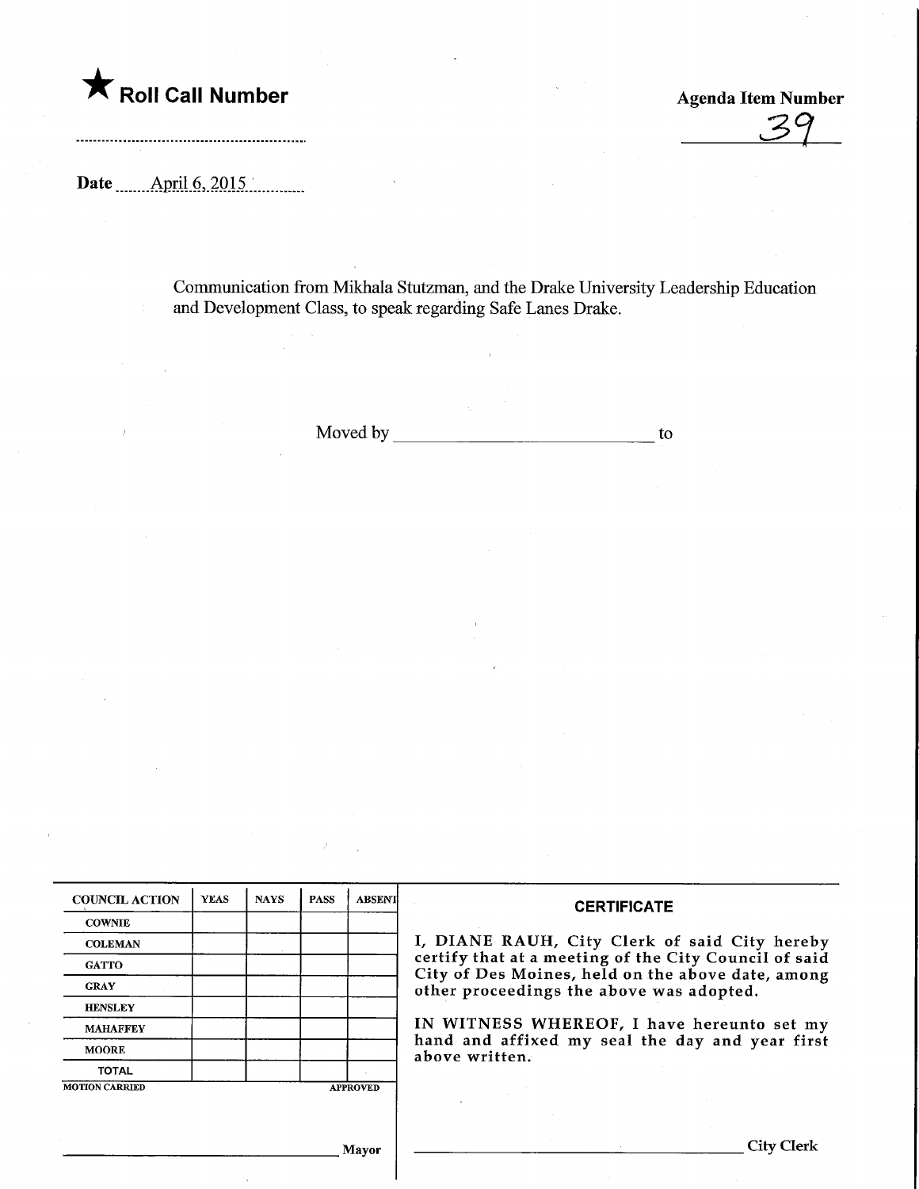★ **Roll Call Number**

**Agenda Item Number**

39

**Date** April 6, 2015

Communication from Mikhala Stutzman, and the Drake University Leadership Education and Development Class, to speak regarding Safe Lanes Drake.

Moved by ______________________ to

| COUNCIL ACTION | YEAS | NAYS | PASS | ABSENT |
|---|---|---|---|---|
| COWNIE | | | | |
| COLEMAN | | | | |
| GATTO | | | | |
| GRAY | | | | |
| HENSLEY | | | | |
| MAHAFFEY | | | | |
| MOORE | | | | |
| TOTAL | | | | |

MOTION CARRIED APPROVED

______________________ Mayor

**CERTIFICATE**

I, DIANE RAUH, City Clerk of said City hereby certify that at a meeting of the City Council of said City of Des Moines, held on the above date, among other proceedings the above was adopted.

IN WITNESS WHEREOF, I have hereunto set my hand and affixed my seal the day and year first above written.

______________________ City Clerk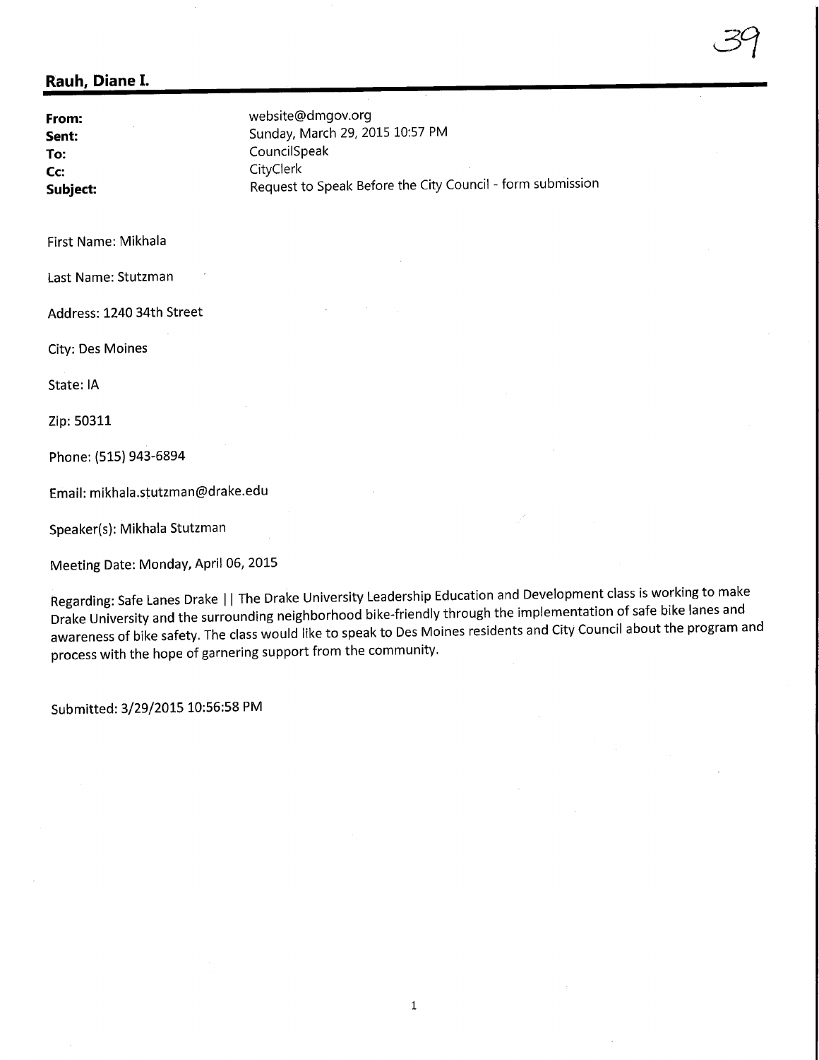## Rauh, Diane I.

**From:** website@dmgov.org
**Sent:** Sunday, March 29, 2015 10:57 PM
**To:** CouncilSpeak
**Cc:** CityClerk
**Subject:** Request to Speak Before the City Council - form submission

First Name: Mikhala

Last Name: Stutzman

Address: 1240 34th Street

City: Des Moines

State: IA

Zip: 50311

Phone: (515) 943-6894

Email: mikhala.stutzman@drake.edu

Speaker(s): Mikhala Stutzman

Meeting Date: Monday, April 06, 2015

Regarding: Safe Lanes Drake || The Drake University Leadership Education and Development class is working to make Drake University and the surrounding neighborhood bike-friendly through the implementation of safe bike lanes and awareness of bike safety. The class would like to speak to Des Moines residents and City Council about the program and process with the hope of garnering support from the community.

Submitted: 3/29/2015 10:56:58 PM